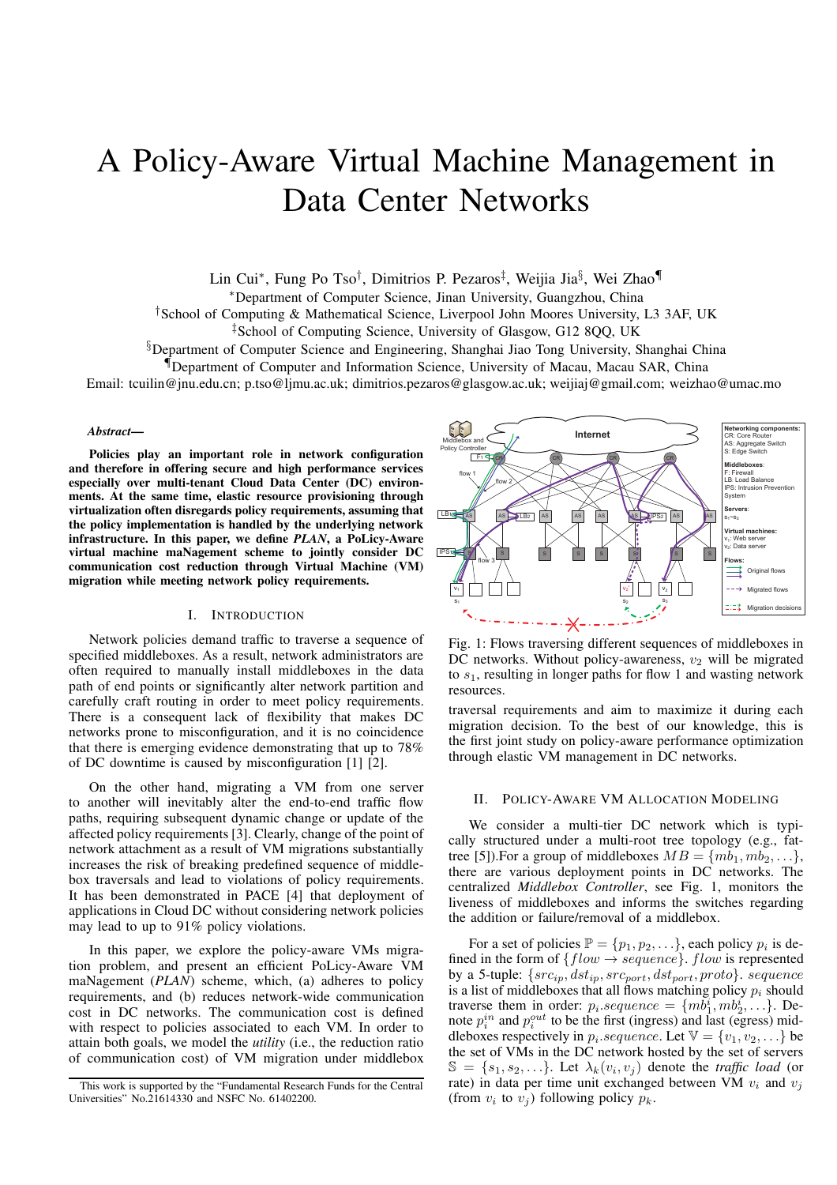# A Policy-Aware Virtual Machine Management in Data Center Networks

Lin Cui*, Fung Po Tso†, Dimitrios P. Pezaros‡, Weijia Jia§, Wei Zhao¶

*Department of Computer Science, Jinan University, Guangzhou, China
†School of Computing & Mathematical Science, Liverpool John Moores University, L3 3AF, UK
‡School of Computing Science, University of Glasgow, G12 8QQ, UK
§Department of Computer Science and Engineering, Shanghai Jiao Tong University, Shanghai China
¶Department of Computer and Information Science, University of Macau, Macau SAR, China

Email: tcuilin@jnu.edu.cn; p.tso@ljmu.ac.uk; dimitrios.pezaros@glasgow.ac.uk; weijiaj@gmail.com; weizhao@umac.mo

***Abstract*—**

**Policies play an important role in network configuration and therefore in offering secure and high performance services especially over multi-tenant Cloud Data Center (DC) environments. At the same time, elastic resource provisioning through virtualization often disregards policy requirements, assuming that the policy implementation is handled by the underlying network infrastructure. In this paper, we define *PLAN*, a PoLicy-Aware virtual machine maNagement scheme to jointly consider DC communication cost reduction through Virtual Machine (VM) migration while meeting network policy requirements.**

## I. Introduction

Network policies demand traffic to traverse a sequence of specified middleboxes. As a result, network administrators are often required to manually install middleboxes in the data path of end points or significantly alter network partition and carefully craft routing in order to meet policy requirements. There is a consequent lack of flexibility that makes DC networks prone to misconfiguration, and it is no coincidence that there is emerging evidence demonstrating that up to 78% of DC downtime is caused by misconfiguration [1] [2].

On the other hand, migrating a VM from one server to another will inevitably alter the end-to-end traffic flow paths, requiring subsequent dynamic change or update of the affected policy requirements [3]. Clearly, change of the point of network attachment as a result of VM migrations substantially increases the risk of breaking predefined sequence of middlebox traversals and lead to violations of policy requirements. It has been demonstrated in PACE [4] that deployment of applications in Cloud DC without considering network policies may lead to up to 91% policy violations.

In this paper, we explore the policy-aware VMs migration problem, and present an efficient PoLicy-Aware VM maNagement (*PLAN*) scheme, which, (a) adheres to policy requirements, and (b) reduces network-wide communication cost in DC networks. The communication cost is defined with respect to policies associated to each VM. In order to attain both goals, we model the *utility* (i.e., the reduction ratio of communication cost) of VM migration under middlebox traversal requirements and aim to maximize it during each migration decision. To the best of our knowledge, this is the first joint study on policy-aware performance optimization through elastic VM management in DC networks.

Fig. 1: Flows traversing different sequences of middleboxes in DC networks. Without policy-awareness, $v_2$ will be migrated to $s_1$, resulting in longer paths for flow 1 and wasting network resources.

## II. Policy-Aware VM Allocation Modeling

We consider a multi-tier DC network which is typically structured under a multi-root tree topology (e.g., fat-tree [5]).For a group of middleboxes $MB = \{mb_1, mb_2, \ldots\}$, there are various deployment points in DC networks. The centralized *Middlebox Controller*, see Fig. 1, monitors the liveness of middleboxes and informs the switches regarding the addition or failure/removal of a middlebox.

For a set of policies $\mathbb{P} = \{p_1, p_2, \ldots\}$, each policy $p_i$ is defined in the form of $\{flow \rightarrow sequence\}$. $flow$ is represented by a 5-tuple: $\{src_{ip}, dst_{ip}, src_{port}, dst_{port}, proto\}$. $sequence$ is a list of middleboxes that all flows matching policy $p_i$ should traverse them in order: $p_i.sequence = \{mb_1^i, mb_2^i, \ldots\}$. Denote $p_i^{in}$ and $p_i^{out}$ to be the first (ingress) and last (egress) middleboxes respectively in $p_i.sequence$. Let $\mathbb{V} = \{v_1, v_2, \ldots\}$ be the set of VMs in the DC network hosted by the set of servers $\mathbb{S} = \{s_1, s_2, \ldots\}$. Let $\lambda_k(v_i, v_j)$ denote the *traffic load* (or rate) in data per time unit exchanged between VM $v_i$ and $v_j$ (from $v_i$ to $v_j$) following policy $p_k$.

This work is supported by the "Fundamental Research Funds for the Central Universities" No.21614330 and NSFC No. 61402200.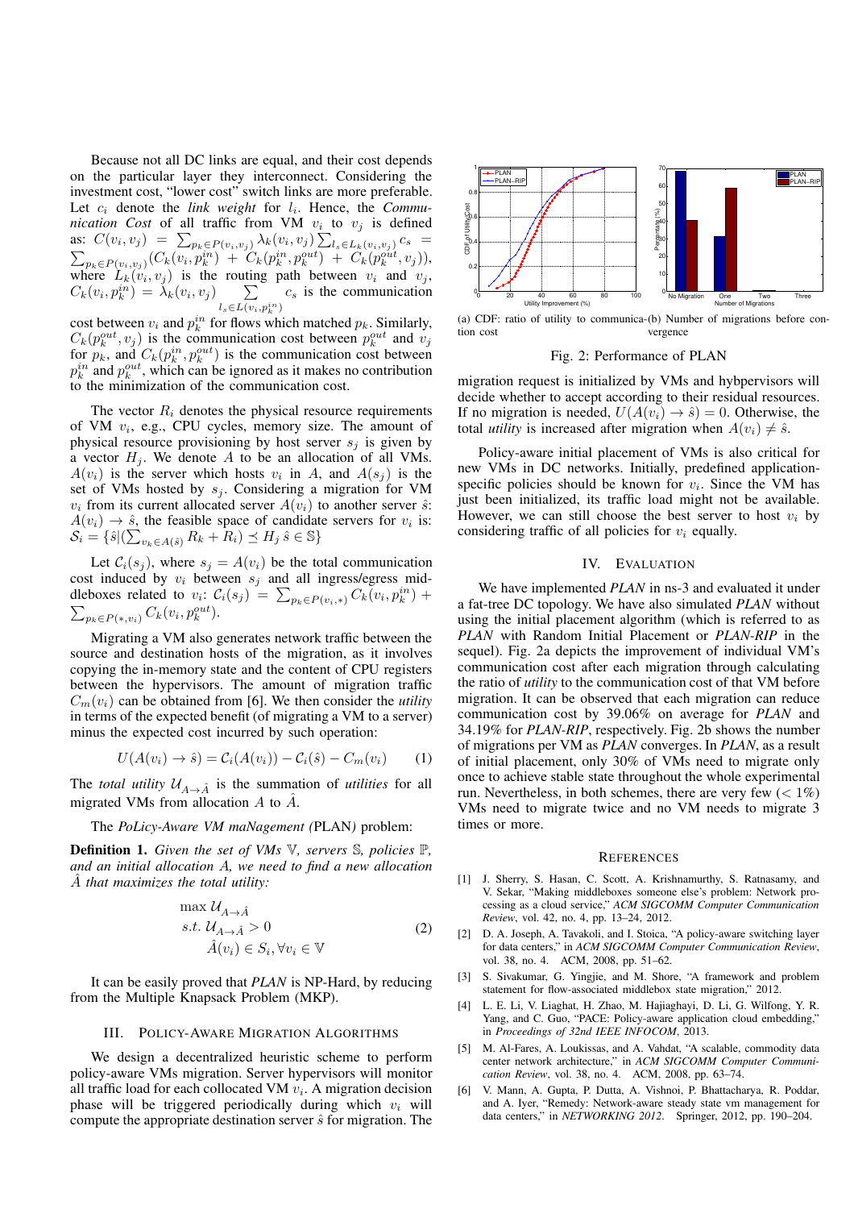Because not all DC links are equal, and their cost depends on the particular layer they interconnect. Considering the investment cost, "lower cost" switch links are more preferable. Let $c_i$ denote the *link weight* for $l_i$. Hence, the ***Communication Cost*** of all traffic from VM $v_i$ to $v_j$ is defined as: $C(v_i, v_j) = \sum_{p_k \in P(v_i,v_j)} \lambda_k(v_i, v_j) \sum_{l_s \in L_k(v_i,v_j)} c_s = \sum_{p_k \in P(v_i,v_j)} (C_k(v_i, p_k^{in}) + C_k(p_k^{in}, p_k^{out}) + C_k(p_k^{out}, v_j))$, where $L_k(v_i, v_j)$ is the routing path between $v_i$ and $v_j$, $C_k(v_i, p_k^{in}) = \lambda_k(v_i, v_j) \sum_{l_s \in L(v_i, p_k^{in})} c_s$ is the communication cost between $v_i$ and $p_k^{in}$ for flows which matched $p_k$. Similarly, $C_k(p_k^{out}, v_j)$ is the communication cost between $p_k^{out}$ and $v_j$ for $p_k$, and $C_k(p_k^{in}, p_k^{out})$ is the communication cost between $p_k^{in}$ and $p_k^{out}$, which can be ignored as it makes no contribution to the minimization of the communication cost.

The vector $R_i$ denotes the physical resource requirements of VM $v_i$, e.g., CPU cycles, memory size. The amount of physical resource provisioning by host server $s_j$ is given by a vector $H_j$. We denote $A$ to be an allocation of all VMs. $A(v_i)$ is the server which hosts $v_i$ in $A$, and $A(s_j)$ is the set of VMs hosted by $s_j$. Considering a migration for VM $v_i$ from its current allocated server $A(v_i)$ to another server $\hat{s}$: $A(v_i) \to \hat{s}$, the feasible space of candidate servers for $v_i$ is: $\mathcal{S}_i = \{\hat{s} | (\sum_{v_k \in A(\hat{s})} R_k + R_i) \preceq H_j \; \hat{s} \in \mathbb{S}\}$

Let $\mathcal{C}_i(s_j)$, where $s_j = A(v_i)$ be the total communication cost induced by $v_i$ between $s_j$ and all ingress/egress middleboxes related to $v_i$: $\mathcal{C}_i(s_j) = \sum_{p_k \in P(v_i,*)} C_k(v_i, p_k^{in}) + \sum_{p_k \in P(*,v_i)} C_k(v_i, p_k^{out})$.

Migrating a VM also generates network traffic between the source and destination hosts of the migration, as it involves copying the in-memory state and the content of CPU registers between the hypervisors. The amount of migration traffic $C_m(v_i)$ can be obtained from [6]. We then consider the *utility* in terms of the expected benefit (of migrating a VM to a server) minus the expected cost incurred by such operation:

$$U(A(v_i) \to \hat{s}) = \mathcal{C}_i(A(v_i)) - \mathcal{C}_i(\hat{s}) - C_m(v_i) \tag{1}$$

The *total utility* $\mathcal{U}_{A \to \hat{A}}$ is the summation of *utilities* for all migrated VMs from allocation $A$ to $\hat{A}$.

The *PoLicy-Aware VM maNagement (*PLAN*)* problem:

**Definition 1.** *Given the set of VMs $\mathbb{V}$, servers $\mathbb{S}$, policies $\mathbb{P}$, and an initial allocation $A$, we need to find a new allocation $\hat{A}$ that maximizes the total utility:*

$$\begin{aligned} &\max \; \mathcal{U}_{A \to \hat{A}} \\ &s.t. \; \mathcal{U}_{A \to \hat{A}} > 0 \\ &\quad\;\; \hat{A}(v_i) \in S_i, \forall v_i \in \mathbb{V} \end{aligned} \tag{2}$$

It can be easily proved that *PLAN* is NP-Hard, by reducing from the Multiple Knapsack Problem (MKP).

## III. Policy-Aware Migration Algorithms

We design a decentralized heuristic scheme to perform policy-aware VMs migration. Server hypervisors will monitor all traffic load for each collocated VM $v_i$. A migration decision phase will be triggered periodically during which $v_i$ will compute the appropriate destination server $\hat{s}$ for migration. The migration request is initialized by VMs and hybpervisors will decide whether to accept according to their residual resources. If no migration is needed, $U(A(v_i) \to \hat{s}) = 0$. Otherwise, the total *utility* is increased after migration when $A(v_i) \neq \hat{s}$.

Policy-aware initial placement of VMs is also critical for new VMs in DC networks. Initially, predefined application-specific policies should be known for $v_i$. Since the VM has just been initialized, its traffic load might not be available. However, we can still choose the best server to host $v_i$ by considering traffic of all policies for $v_i$ equally.

PLAN
PLAN−RIP
CDF of Utility/Cost
Utility Improvement (%)
0 20 40 60 80 100
0 0.2 0.4 0.6 0.8 1

PLAN
PLAN−RIP
Percentage (%)
Number of Migrations
No Migration One Two Three
0 10 20 30 40 50 60 70

(a) CDF: ratio of utility to communication cost
(b) Number of migrations before convergence

Fig. 2: Performance of PLAN

## IV. Evaluation

We have implemented *PLAN* in ns-3 and evaluated it under a fat-tree DC topology. We have also simulated *PLAN* without using the initial placement algorithm (which is referred to as *PLAN* with Random Initial Placement or *PLAN-RIP* in the sequel). Fig. 2a depicts the improvement of individual VM's communication cost after each migration through calculating the ratio of *utility* to the communication cost of that VM before migration. It can be observed that each migration can reduce communication cost by 39.06% on average for *PLAN* and 34.19% for *PLAN-RIP*, respectively. Fig. 2b shows the number of migrations per VM as *PLAN* converges. In *PLAN*, as a result of initial placement, only 30% of VMs need to migrate only once to achieve stable state throughout the whole experimental run. Nevertheless, in both schemes, there are very few ($< 1\%$) VMs need to migrate twice and no VM needs to migrate 3 times or more.

## References

[1] J. Sherry, S. Hasan, C. Scott, A. Krishnamurthy, S. Ratnasamy, and V. Sekar, "Making middleboxes someone else's problem: Network processing as a cloud service," *ACM SIGCOMM Computer Communication Review*, vol. 42, no. 4, pp. 13–24, 2012.

[2] D. A. Joseph, A. Tavakoli, and I. Stoica, "A policy-aware switching layer for data centers," in *ACM SIGCOMM Computer Communication Review*, vol. 38, no. 4. ACM, 2008, pp. 51–62.

[3] S. Sivakumar, G. Yingjie, and M. Shore, "A framework and problem statement for flow-associated middlebox state migration," 2012.

[4] L. E. Li, V. Liaghat, H. Zhao, M. Hajiaghayi, D. Li, G. Wilfong, Y. R. Yang, and C. Guo, "PACE: Policy-aware application cloud embedding," in *Proceedings of 32nd IEEE INFOCOM*, 2013.

[5] M. Al-Fares, A. Loukissas, and A. Vahdat, "A scalable, commodity data center network architecture," in *ACM SIGCOMM Computer Communication Review*, vol. 38, no. 4. ACM, 2008, pp. 63–74.

[6] V. Mann, A. Gupta, P. Dutta, A. Vishnoi, P. Bhattacharya, R. Poddar, and A. Iyer, "Remedy: Network-aware steady state vm management for data centers," in *NETWORKING 2012*. Springer, 2012, pp. 190–204.